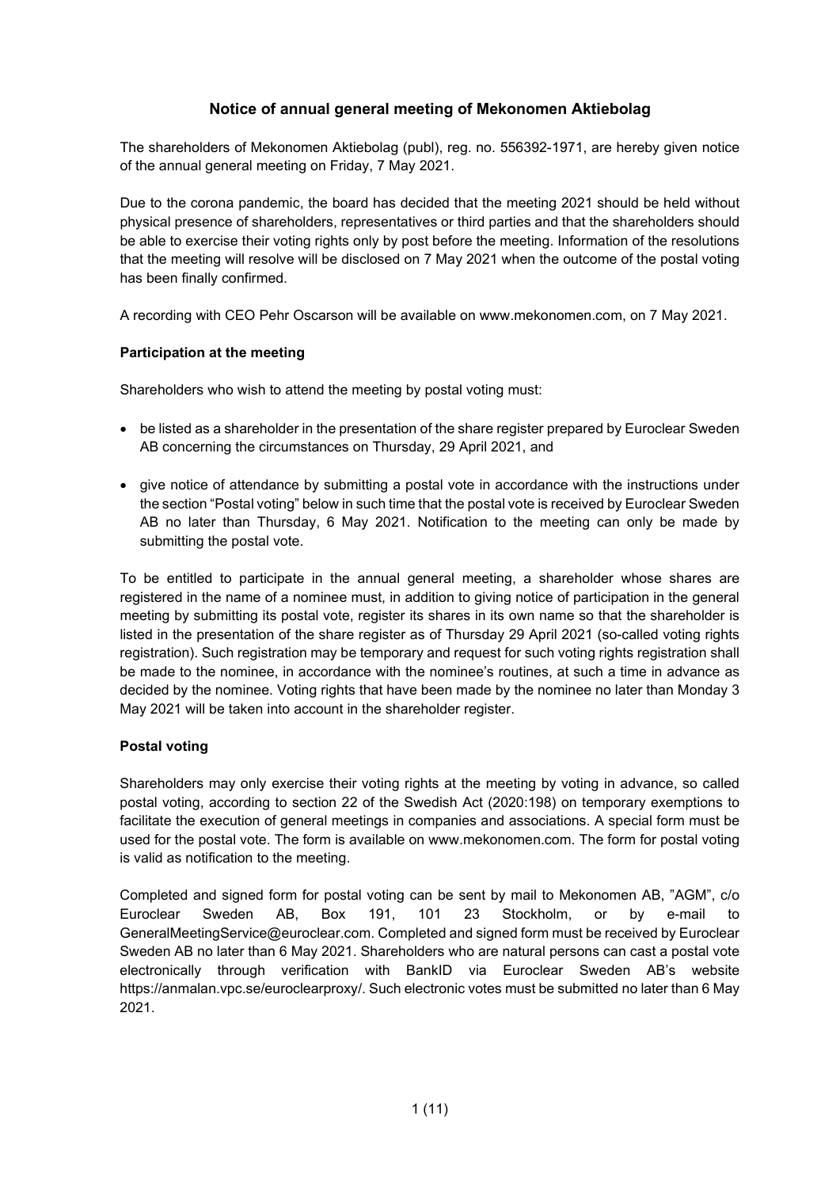# Notice of annual general meeting of Mekonomen Aktiebolag

The shareholders of Mekonomen Aktiebolag (publ), reg. no. 556392-1971, are hereby given notice of the annual general meeting on Friday, 7 May 2021.

Due to the corona pandemic, the board has decided that the meeting 2021 should be held without physical presence of shareholders, representatives or third parties and that the shareholders should be able to exercise their voting rights only by post before the meeting. Information of the resolutions that the meeting will resolve will be disclosed on 7 May 2021 when the outcome of the postal voting has been finally confirmed.

A recording with CEO Pehr Oscarson will be available on www.mekonomen.com, on 7 May 2021.

## Participation at the meeting

Shareholders who wish to attend the meeting by postal voting must:

- be listed as a shareholder in the presentation of the share register prepared by Euroclear Sweden AB concerning the circumstances on Thursday, 29 April 2021, and
- give notice of attendance by submitting a postal vote in accordance with the instructions under the section "Postal voting" below in such time that the postal vote is received by Euroclear Sweden AB no later than Thursday, 6 May 2021. Notification to the meeting can only be made by submitting the postal vote.

To be entitled to participate in the annual general meeting, a shareholder whose shares are registered in the name of a nominee must, in addition to giving notice of participation in the general meeting by submitting its postal vote, register its shares in its own name so that the shareholder is listed in the presentation of the share register as of Thursday 29 April 2021 (so-called voting rights registration). Such registration may be temporary and request for such voting rights registration shall be made to the nominee, in accordance with the nominee's routines, at such a time in advance as decided by the nominee. Voting rights that have been made by the nominee no later than Monday 3 May 2021 will be taken into account in the shareholder register.

## Postal voting

Shareholders may only exercise their voting rights at the meeting by voting in advance, so called postal voting, according to section 22 of the Swedish Act (2020:198) on temporary exemptions to facilitate the execution of general meetings in companies and associations. A special form must be used for the postal vote. The form is available on www.mekonomen.com. The form for postal voting is valid as notification to the meeting.

Completed and signed form for postal voting can be sent by mail to Mekonomen AB, "AGM", c/o Euroclear Sweden AB, Box 191, 101 23 Stockholm, or by e-mail to GeneralMeetingService@euroclear.com. Completed and signed form must be received by Euroclear Sweden AB no later than 6 May 2021. Shareholders who are natural persons can cast a postal vote electronically through verification with BankID via Euroclear Sweden AB's website https://anmalan.vpc.se/euroclearproxy/. Such electronic votes must be submitted no later than 6 May 2021.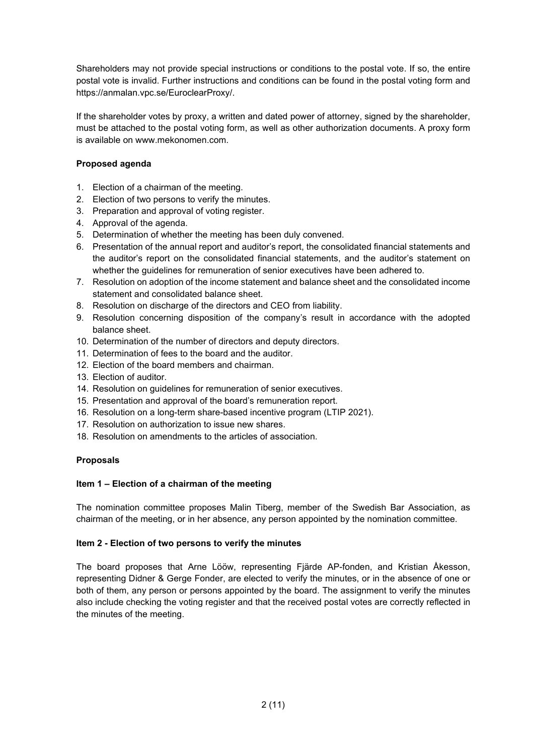Shareholders may not provide special instructions or conditions to the postal vote. If so, the entire postal vote is invalid. Further instructions and conditions can be found in the postal voting form and https://anmalan.vpc.se/EuroclearProxy/.

If the shareholder votes by proxy, a written and dated power of attorney, signed by the shareholder, must be attached to the postal voting form, as well as other authorization documents. A proxy form is available on www.mekonomen.com.

**Proposed agenda**

1. Election of a chairman of the meeting.
2. Election of two persons to verify the minutes.
3. Preparation and approval of voting register.
4. Approval of the agenda.
5. Determination of whether the meeting has been duly convened.
6. Presentation of the annual report and auditor's report, the consolidated financial statements and the auditor's report on the consolidated financial statements, and the auditor's statement on whether the guidelines for remuneration of senior executives have been adhered to.
7. Resolution on adoption of the income statement and balance sheet and the consolidated income statement and consolidated balance sheet.
8. Resolution on discharge of the directors and CEO from liability.
9. Resolution concerning disposition of the company's result in accordance with the adopted balance sheet.
10. Determination of the number of directors and deputy directors.
11. Determination of fees to the board and the auditor.
12. Election of the board members and chairman.
13. Election of auditor.
14. Resolution on guidelines for remuneration of senior executives.
15. Presentation and approval of the board's remuneration report.
16. Resolution on a long-term share-based incentive program (LTIP 2021).
17. Resolution on authorization to issue new shares.
18. Resolution on amendments to the articles of association.

**Proposals**

**Item 1 – Election of a chairman of the meeting**

The nomination committee proposes Malin Tiberg, member of the Swedish Bar Association, as chairman of the meeting, or in her absence, any person appointed by the nomination committee.

**Item 2 - Election of two persons to verify the minutes**

The board proposes that Arne Lööw, representing Fjärde AP-fonden, and Kristian Åkesson, representing Didner & Gerge Fonder, are elected to verify the minutes, or in the absence of one or both of them, any person or persons appointed by the board. The assignment to verify the minutes also include checking the voting register and that the received postal votes are correctly reflected in the minutes of the meeting.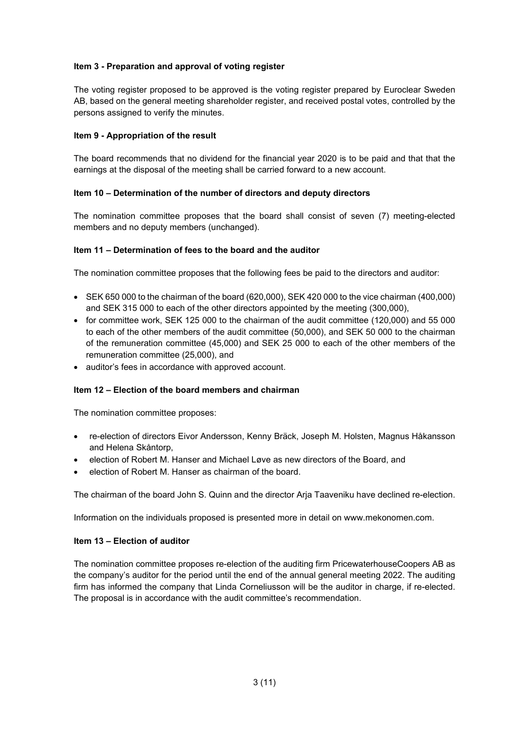**Item 3 - Preparation and approval of voting register**

The voting register proposed to be approved is the voting register prepared by Euroclear Sweden AB, based on the general meeting shareholder register, and received postal votes, controlled by the persons assigned to verify the minutes.

**Item 9 - Appropriation of the result**

The board recommends that no dividend for the financial year 2020 is to be paid and that that the earnings at the disposal of the meeting shall be carried forward to a new account.

**Item 10 – Determination of the number of directors and deputy directors**

The nomination committee proposes that the board shall consist of seven (7) meeting-elected members and no deputy members (unchanged).

**Item 11 – Determination of fees to the board and the auditor**

The nomination committee proposes that the following fees be paid to the directors and auditor:

- SEK 650 000 to the chairman of the board (620,000), SEK 420 000 to the vice chairman (400,000) and SEK 315 000 to each of the other directors appointed by the meeting (300,000),
- for committee work, SEK 125 000 to the chairman of the audit committee (120,000) and 55 000 to each of the other members of the audit committee (50,000), and SEK 50 000 to the chairman of the remuneration committee (45,000) and SEK 25 000 to each of the other members of the remuneration committee (25,000), and
- auditor's fees in accordance with approved account.

**Item 12 – Election of the board members and chairman**

The nomination committee proposes:

- re-election of directors Eivor Andersson, Kenny Bräck, Joseph M. Holsten, Magnus Håkansson and Helena Skåntorp,
- election of Robert M. Hanser and Michael Løve as new directors of the Board, and
- election of Robert M. Hanser as chairman of the board.

The chairman of the board John S. Quinn and the director Arja Taaveniku have declined re-election.

Information on the individuals proposed is presented more in detail on www.mekonomen.com.

**Item 13 – Election of auditor**

The nomination committee proposes re-election of the auditing firm PricewaterhouseCoopers AB as the company's auditor for the period until the end of the annual general meeting 2022. The auditing firm has informed the company that Linda Corneliusson will be the auditor in charge, if re-elected. The proposal is in accordance with the audit committee's recommendation.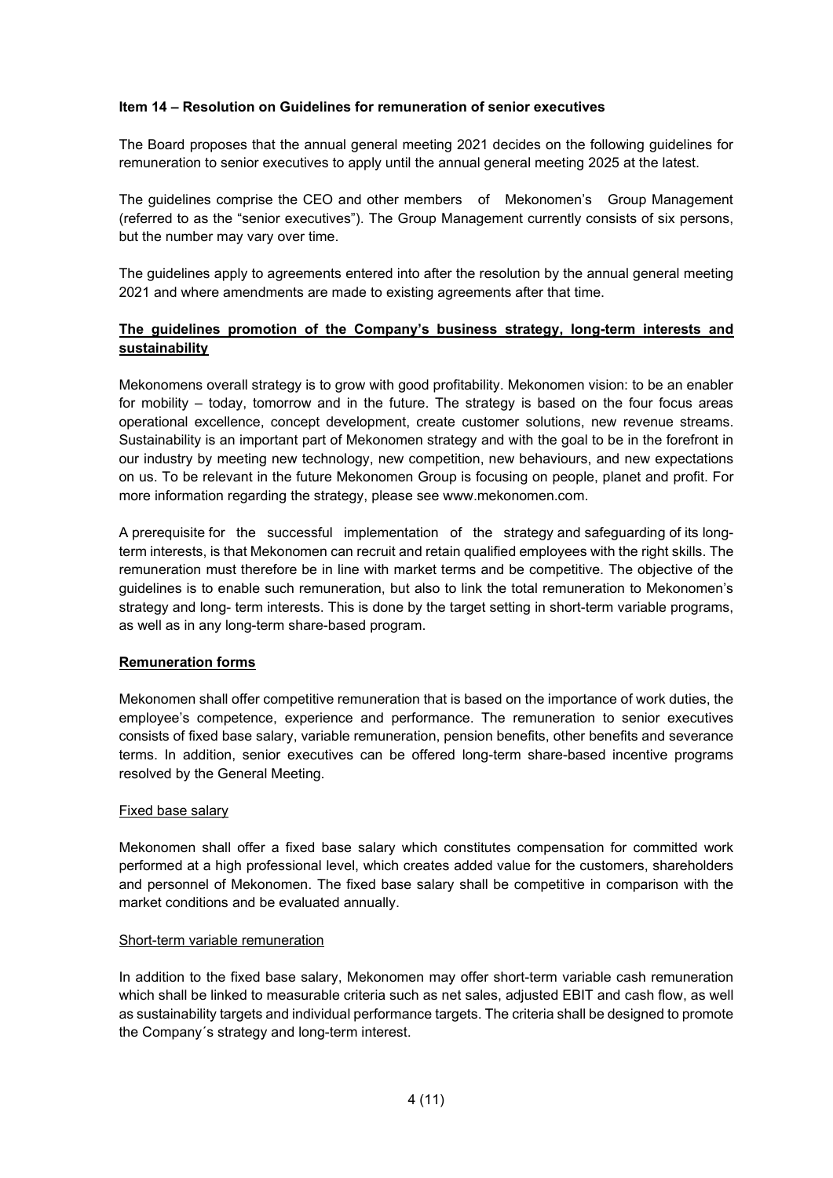**Item 14 – Resolution on Guidelines for remuneration of senior executives**

The Board proposes that the annual general meeting 2021 decides on the following guidelines for remuneration to senior executives to apply until the annual general meeting 2025 at the latest.

The guidelines comprise the CEO and other members of Mekonomen's Group Management (referred to as the "senior executives"). The Group Management currently consists of six persons, but the number may vary over time.

The guidelines apply to agreements entered into after the resolution by the annual general meeting 2021 and where amendments are made to existing agreements after that time.

**<u>The guidelines promotion of the Company's business strategy, long-term interests and sustainability</u>**

Mekonomens overall strategy is to grow with good profitability. Mekonomen vision: to be an enabler for mobility – today, tomorrow and in the future. The strategy is based on the four focus areas operational excellence, concept development, create customer solutions, new revenue streams. Sustainability is an important part of Mekonomen strategy and with the goal to be in the forefront in our industry by meeting new technology, new competition, new behaviours, and new expectations on us. To be relevant in the future Mekonomen Group is focusing on people, planet and profit. For more information regarding the strategy, please see www.mekonomen.com.

A prerequisite for the successful implementation of the strategy and safeguarding of its long-term interests, is that Mekonomen can recruit and retain qualified employees with the right skills. The remuneration must therefore be in line with market terms and be competitive. The objective of the guidelines is to enable such remuneration, but also to link the total remuneration to Mekonomen's strategy and long- term interests. This is done by the target setting in short-term variable programs, as well as in any long-term share-based program.

**<u>Remuneration forms</u>**

Mekonomen shall offer competitive remuneration that is based on the importance of work duties, the employee's competence, experience and performance. The remuneration to senior executives consists of fixed base salary, variable remuneration, pension benefits, other benefits and severance terms. In addition, senior executives can be offered long-term share-based incentive programs resolved by the General Meeting.

<u>Fixed base salary</u>

Mekonomen shall offer a fixed base salary which constitutes compensation for committed work performed at a high professional level, which creates added value for the customers, shareholders and personnel of Mekonomen. The fixed base salary shall be competitive in comparison with the market conditions and be evaluated annually.

<u>Short-term variable remuneration</u>

In addition to the fixed base salary, Mekonomen may offer short-term variable cash remuneration which shall be linked to measurable criteria such as net sales, adjusted EBIT and cash flow, as well as sustainability targets and individual performance targets. The criteria shall be designed to promote the Company´s strategy and long-term interest.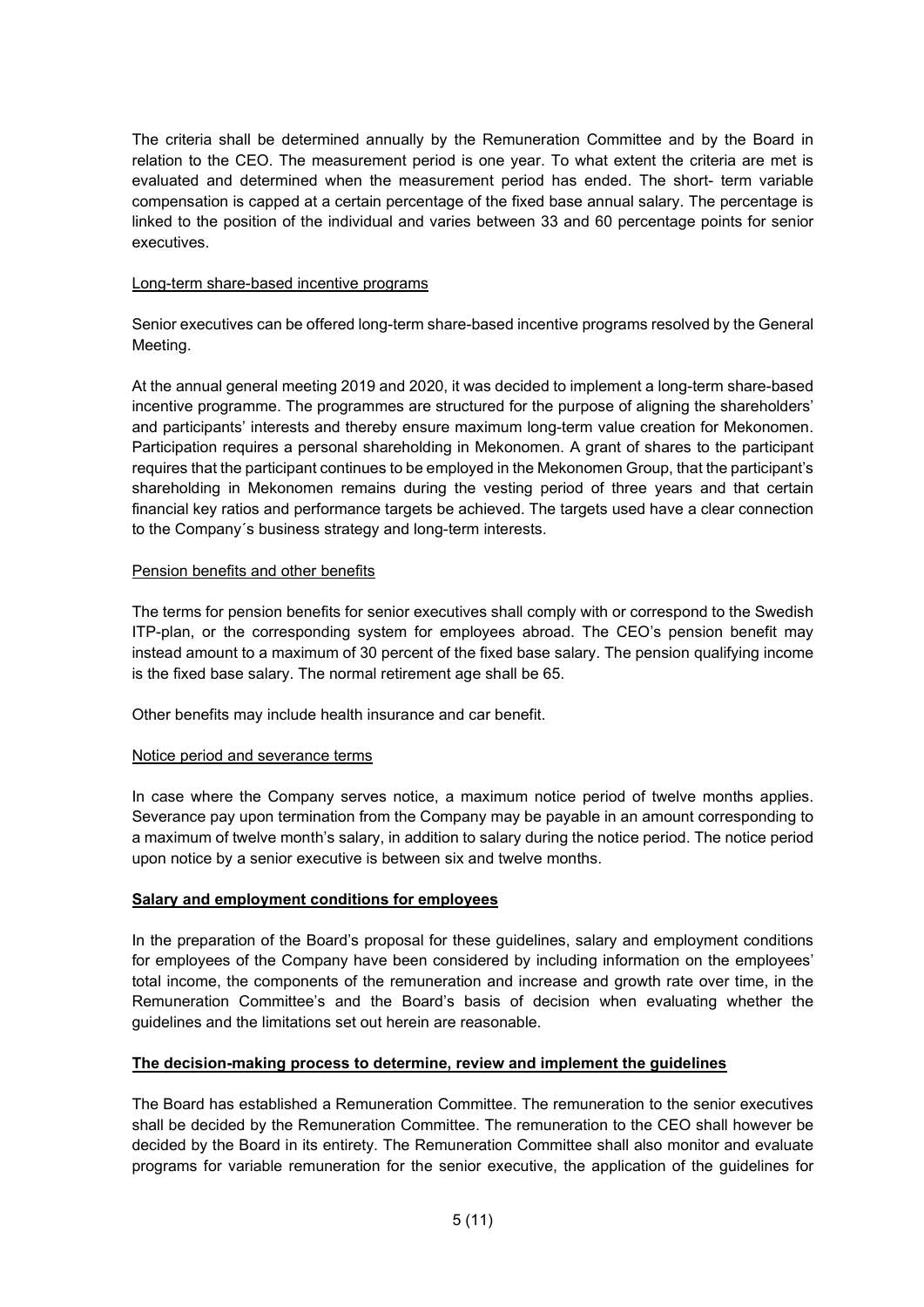The criteria shall be determined annually by the Remuneration Committee and by the Board in relation to the CEO. The measurement period is one year. To what extent the criteria are met is evaluated and determined when the measurement period has ended. The short- term variable compensation is capped at a certain percentage of the fixed base annual salary. The percentage is linked to the position of the individual and varies between 33 and 60 percentage points for senior executives.

Long-term share-based incentive programs

Senior executives can be offered long-term share-based incentive programs resolved by the General Meeting.

At the annual general meeting 2019 and 2020, it was decided to implement a long-term share-based incentive programme. The programmes are structured for the purpose of aligning the shareholders' and participants' interests and thereby ensure maximum long-term value creation for Mekonomen. Participation requires a personal shareholding in Mekonomen. A grant of shares to the participant requires that the participant continues to be employed in the Mekonomen Group, that the participant's shareholding in Mekonomen remains during the vesting period of three years and that certain financial key ratios and performance targets be achieved. The targets used have a clear connection to the Company´s business strategy and long-term interests.

Pension benefits and other benefits

The terms for pension benefits for senior executives shall comply with or correspond to the Swedish ITP-plan, or the corresponding system for employees abroad. The CEO's pension benefit may instead amount to a maximum of 30 percent of the fixed base salary. The pension qualifying income is the fixed base salary. The normal retirement age shall be 65.

Other benefits may include health insurance and car benefit.

Notice period and severance terms

In case where the Company serves notice, a maximum notice period of twelve months applies. Severance pay upon termination from the Company may be payable in an amount corresponding to a maximum of twelve month's salary, in addition to salary during the notice period. The notice period upon notice by a senior executive is between six and twelve months.

**Salary and employment conditions for employees**

In the preparation of the Board's proposal for these guidelines, salary and employment conditions for employees of the Company have been considered by including information on the employees' total income, the components of the remuneration and increase and growth rate over time, in the Remuneration Committee's and the Board's basis of decision when evaluating whether the guidelines and the limitations set out herein are reasonable.

**The decision-making process to determine, review and implement the guidelines**

The Board has established a Remuneration Committee. The remuneration to the senior executives shall be decided by the Remuneration Committee. The remuneration to the CEO shall however be decided by the Board in its entirety. The Remuneration Committee shall also monitor and evaluate programs for variable remuneration for the senior executive, the application of the guidelines for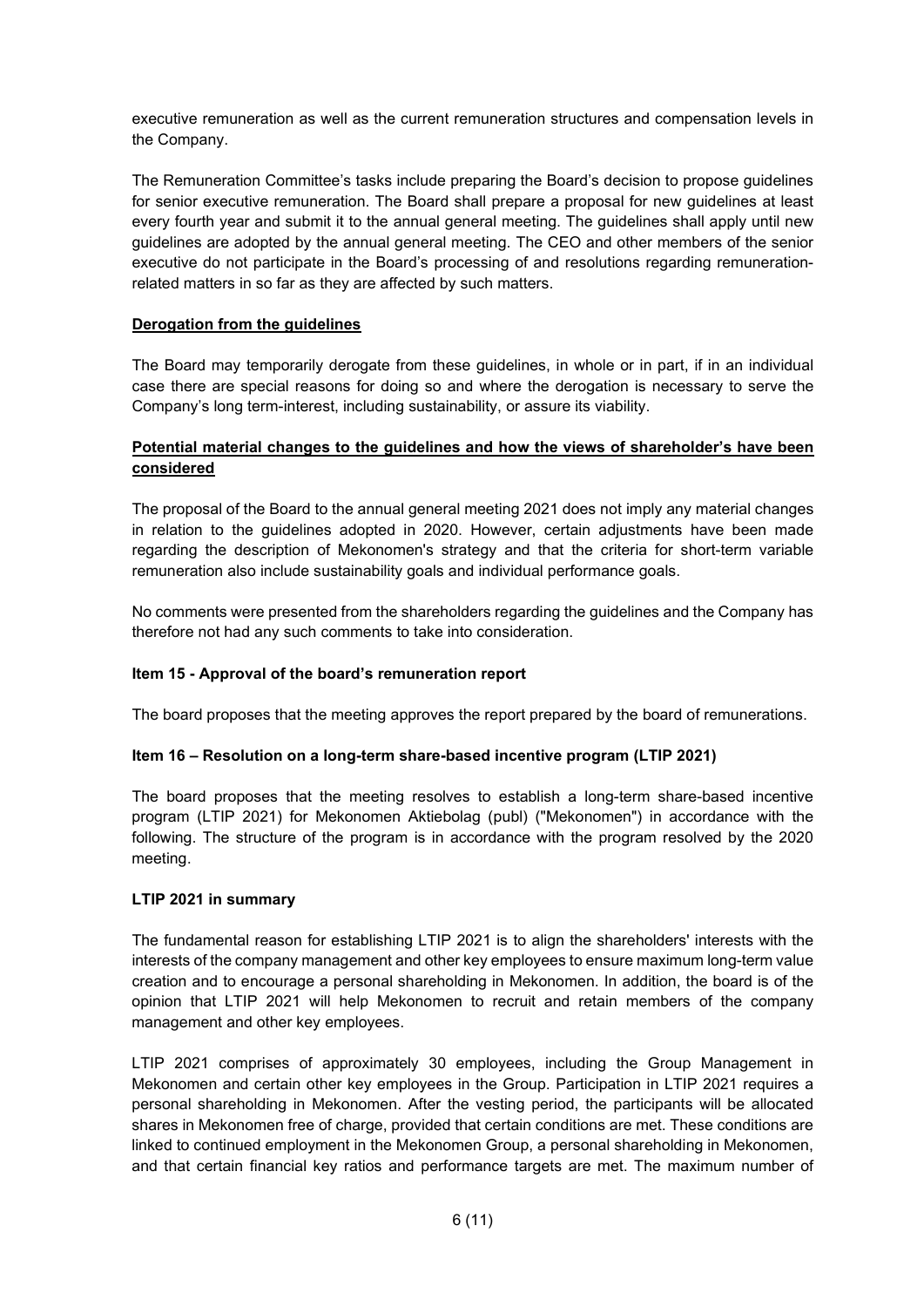executive remuneration as well as the current remuneration structures and compensation levels in the Company.

The Remuneration Committee's tasks include preparing the Board's decision to propose guidelines for senior executive remuneration. The Board shall prepare a proposal for new guidelines at least every fourth year and submit it to the annual general meeting. The guidelines shall apply until new guidelines are adopted by the annual general meeting. The CEO and other members of the senior executive do not participate in the Board's processing of and resolutions regarding remuneration-related matters in so far as they are affected by such matters.

**Derogation from the guidelines**

The Board may temporarily derogate from these guidelines, in whole or in part, if in an individual case there are special reasons for doing so and where the derogation is necessary to serve the Company's long term-interest, including sustainability, or assure its viability.

**Potential material changes to the guidelines and how the views of shareholder's have been considered**

The proposal of the Board to the annual general meeting 2021 does not imply any material changes in relation to the guidelines adopted in 2020. However, certain adjustments have been made regarding the description of Mekonomen's strategy and that the criteria for short-term variable remuneration also include sustainability goals and individual performance goals.

No comments were presented from the shareholders regarding the guidelines and the Company has therefore not had any such comments to take into consideration.

**Item 15 - Approval of the board's remuneration report**

The board proposes that the meeting approves the report prepared by the board of remunerations.

**Item 16 – Resolution on a long-term share-based incentive program (LTIP 2021)**

The board proposes that the meeting resolves to establish a long-term share-based incentive program (LTIP 2021) for Mekonomen Aktiebolag (publ) ("Mekonomen") in accordance with the following. The structure of the program is in accordance with the program resolved by the 2020 meeting.

**LTIP 2021 in summary**

The fundamental reason for establishing LTIP 2021 is to align the shareholders' interests with the interests of the company management and other key employees to ensure maximum long-term value creation and to encourage a personal shareholding in Mekonomen. In addition, the board is of the opinion that LTIP 2021 will help Mekonomen to recruit and retain members of the company management and other key employees.

LTIP 2021 comprises of approximately 30 employees, including the Group Management in Mekonomen and certain other key employees in the Group. Participation in LTIP 2021 requires a personal shareholding in Mekonomen. After the vesting period, the participants will be allocated shares in Mekonomen free of charge, provided that certain conditions are met. These conditions are linked to continued employment in the Mekonomen Group, a personal shareholding in Mekonomen, and that certain financial key ratios and performance targets are met. The maximum number of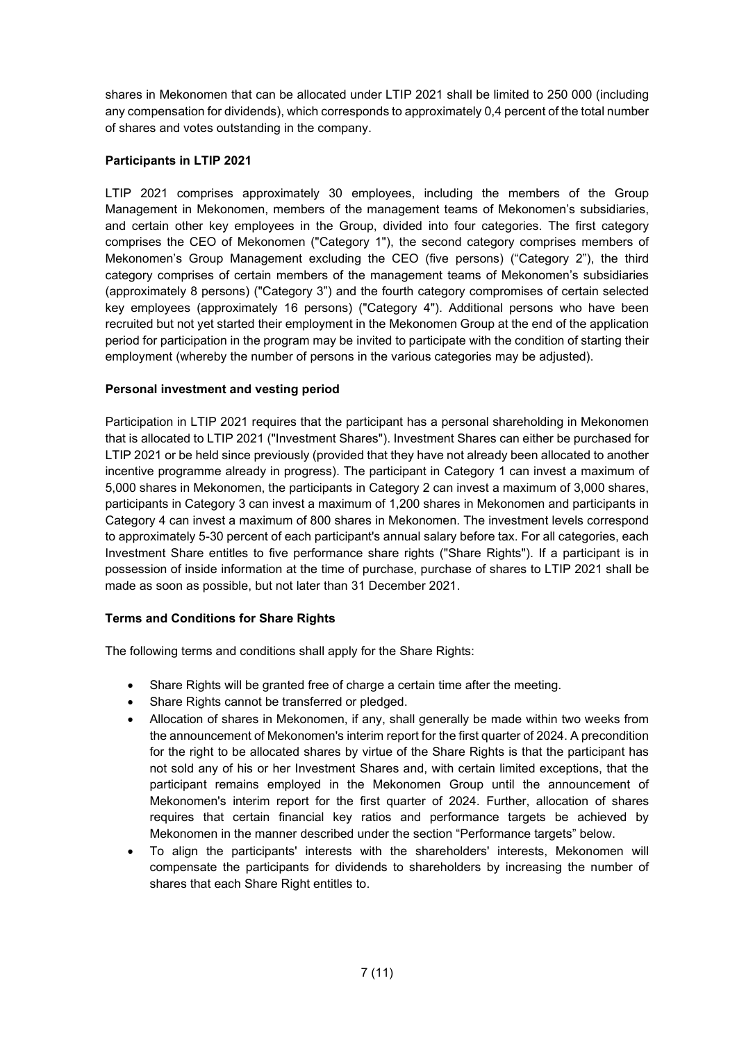shares in Mekonomen that can be allocated under LTIP 2021 shall be limited to 250 000 (including any compensation for dividends), which corresponds to approximately 0,4 percent of the total number of shares and votes outstanding in the company.

**Participants in LTIP 2021**

LTIP 2021 comprises approximately 30 employees, including the members of the Group Management in Mekonomen, members of the management teams of Mekonomen's subsidiaries, and certain other key employees in the Group, divided into four categories. The first category comprises the CEO of Mekonomen ("Category 1"), the second category comprises members of Mekonomen's Group Management excluding the CEO (five persons) ("Category 2"), the third category comprises of certain members of the management teams of Mekonomen's subsidiaries (approximately 8 persons) ("Category 3") and the fourth category compromises of certain selected key employees (approximately 16 persons) ("Category 4"). Additional persons who have been recruited but not yet started their employment in the Mekonomen Group at the end of the application period for participation in the program may be invited to participate with the condition of starting their employment (whereby the number of persons in the various categories may be adjusted).

**Personal investment and vesting period**

Participation in LTIP 2021 requires that the participant has a personal shareholding in Mekonomen that is allocated to LTIP 2021 ("Investment Shares"). Investment Shares can either be purchased for LTIP 2021 or be held since previously (provided that they have not already been allocated to another incentive programme already in progress). The participant in Category 1 can invest a maximum of 5,000 shares in Mekonomen, the participants in Category 2 can invest a maximum of 3,000 shares, participants in Category 3 can invest a maximum of 1,200 shares in Mekonomen and participants in Category 4 can invest a maximum of 800 shares in Mekonomen. The investment levels correspond to approximately 5-30 percent of each participant's annual salary before tax. For all categories, each Investment Share entitles to five performance share rights ("Share Rights"). If a participant is in possession of inside information at the time of purchase, purchase of shares to LTIP 2021 shall be made as soon as possible, but not later than 31 December 2021.

**Terms and Conditions for Share Rights**

The following terms and conditions shall apply for the Share Rights:

- Share Rights will be granted free of charge a certain time after the meeting.
- Share Rights cannot be transferred or pledged.
- Allocation of shares in Mekonomen, if any, shall generally be made within two weeks from the announcement of Mekonomen's interim report for the first quarter of 2024. A precondition for the right to be allocated shares by virtue of the Share Rights is that the participant has not sold any of his or her Investment Shares and, with certain limited exceptions, that the participant remains employed in the Mekonomen Group until the announcement of Mekonomen's interim report for the first quarter of 2024. Further, allocation of shares requires that certain financial key ratios and performance targets be achieved by Mekonomen in the manner described under the section "Performance targets" below.
- To align the participants' interests with the shareholders' interests, Mekonomen will compensate the participants for dividends to shareholders by increasing the number of shares that each Share Right entitles to.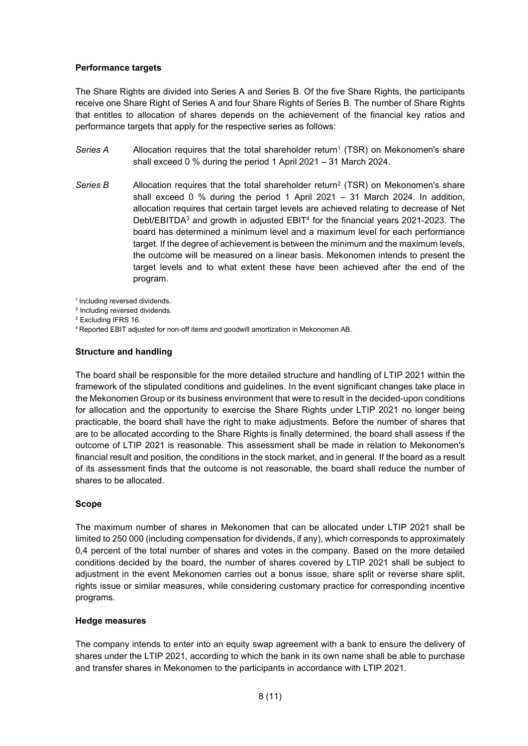**Performance targets**

The Share Rights are divided into Series A and Series B. Of the five Share Rights, the participants receive one Share Right of Series A and four Share Rights of Series B. The number of Share Rights that entitles to allocation of shares depends on the achievement of the financial key ratios and performance targets that apply for the respective series as follows:

*Series A* Allocation requires that the total shareholder return[1] (TSR) on Mekonomen's share shall exceed 0 % during the period 1 April 2021 – 31 March 2024.

*Series B* Allocation requires that the total shareholder return[2] (TSR) on Mekonomen's share shall exceed 0 % during the period 1 April 2021 – 31 March 2024. In addition, allocation requires that certain target levels are achieved relating to decrease of Net Debt/EBITDA[3] and growth in adjusted EBIT[4] for the financial years 2021-2023. The board has determined a minimum level and a maximum level for each performance target. If the degree of achievement is between the minimum and the maximum levels, the outcome will be measured on a linear basis. Mekonomen intends to present the target levels and to what extent these have been achieved after the end of the program.

[1] Including reversed dividends.
[2] Including reversed dividends.
[3] Excluding IFRS 16.
[4] Reported EBIT adjusted for non-off items and goodwill amortization in Mekonomen AB.

**Structure and handling**

The board shall be responsible for the more detailed structure and handling of LTIP 2021 within the framework of the stipulated conditions and guidelines. In the event significant changes take place in the Mekonomen Group or its business environment that were to result in the decided-upon conditions for allocation and the opportunity to exercise the Share Rights under LTIP 2021 no longer being practicable, the board shall have the right to make adjustments. Before the number of shares that are to be allocated according to the Share Rights is finally determined, the board shall assess if the outcome of LTIP 2021 is reasonable. This assessment shall be made in relation to Mekonomen's financial result and position, the conditions in the stock market, and in general. If the board as a result of its assessment finds that the outcome is not reasonable, the board shall reduce the number of shares to be allocated.

**Scope**

The maximum number of shares in Mekonomen that can be allocated under LTIP 2021 shall be limited to 250 000 (including compensation for dividends, if any), which corresponds to approximately 0,4 percent of the total number of shares and votes in the company. Based on the more detailed conditions decided by the board, the number of shares covered by LTIP 2021 shall be subject to adjustment in the event Mekonomen carries out a bonus issue, share split or reverse share split, rights issue or similar measures, while considering customary practice for corresponding incentive programs.

**Hedge measures**

The company intends to enter into an equity swap agreement with a bank to ensure the delivery of shares under the LTIP 2021, according to which the bank in its own name shall be able to purchase and transfer shares in Mekonomen to the participants in accordance with LTIP 2021.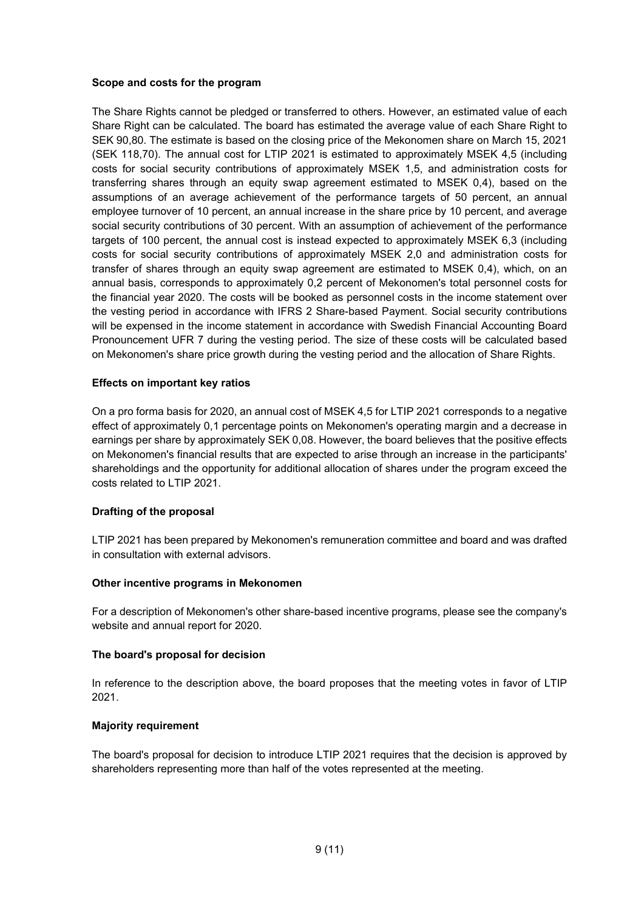**Scope and costs for the program**

The Share Rights cannot be pledged or transferred to others. However, an estimated value of each Share Right can be calculated. The board has estimated the average value of each Share Right to SEK 90,80. The estimate is based on the closing price of the Mekonomen share on March 15, 2021 (SEK 118,70). The annual cost for LTIP 2021 is estimated to approximately MSEK 4,5 (including costs for social security contributions of approximately MSEK 1,5, and administration costs for transferring shares through an equity swap agreement estimated to MSEK 0,4), based on the assumptions of an average achievement of the performance targets of 50 percent, an annual employee turnover of 10 percent, an annual increase in the share price by 10 percent, and average social security contributions of 30 percent. With an assumption of achievement of the performance targets of 100 percent, the annual cost is instead expected to approximately MSEK 6,3 (including costs for social security contributions of approximately MSEK 2,0 and administration costs for transfer of shares through an equity swap agreement are estimated to MSEK 0,4), which, on an annual basis, corresponds to approximately 0,2 percent of Mekonomen's total personnel costs for the financial year 2020. The costs will be booked as personnel costs in the income statement over the vesting period in accordance with IFRS 2 Share-based Payment. Social security contributions will be expensed in the income statement in accordance with Swedish Financial Accounting Board Pronouncement UFR 7 during the vesting period. The size of these costs will be calculated based on Mekonomen's share price growth during the vesting period and the allocation of Share Rights.

**Effects on important key ratios**

On a pro forma basis for 2020, an annual cost of MSEK 4,5 for LTIP 2021 corresponds to a negative effect of approximately 0,1 percentage points on Mekonomen's operating margin and a decrease in earnings per share by approximately SEK 0,08. However, the board believes that the positive effects on Mekonomen's financial results that are expected to arise through an increase in the participants' shareholdings and the opportunity for additional allocation of shares under the program exceed the costs related to LTIP 2021.

**Drafting of the proposal**

LTIP 2021 has been prepared by Mekonomen's remuneration committee and board and was drafted in consultation with external advisors.

**Other incentive programs in Mekonomen**

For a description of Mekonomen's other share-based incentive programs, please see the company's website and annual report for 2020.

**The board's proposal for decision**

In reference to the description above, the board proposes that the meeting votes in favor of LTIP 2021.

**Majority requirement**

The board's proposal for decision to introduce LTIP 2021 requires that the decision is approved by shareholders representing more than half of the votes represented at the meeting.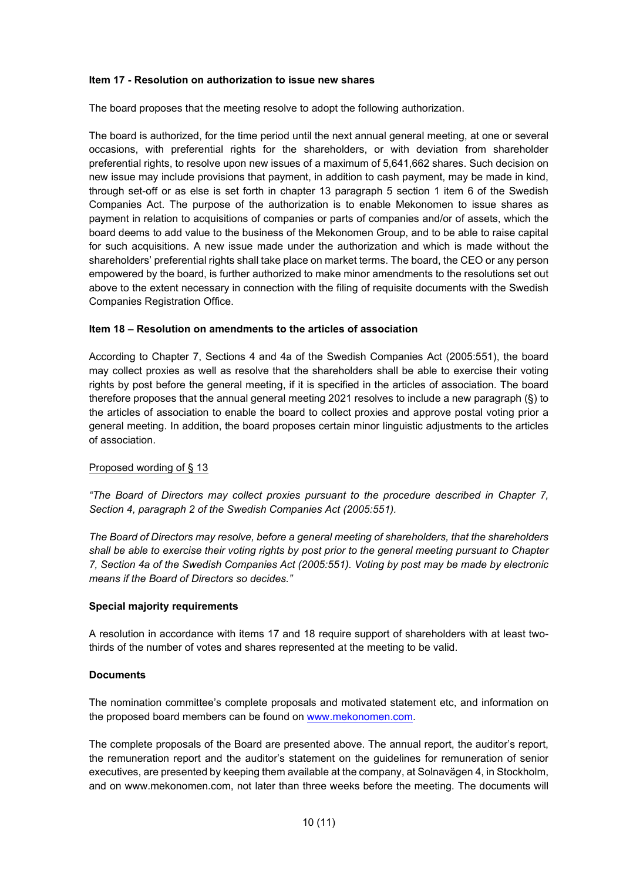**Item 17 - Resolution on authorization to issue new shares**

The board proposes that the meeting resolve to adopt the following authorization.

The board is authorized, for the time period until the next annual general meeting, at one or several occasions, with preferential rights for the shareholders, or with deviation from shareholder preferential rights, to resolve upon new issues of a maximum of 5,641,662 shares. Such decision on new issue may include provisions that payment, in addition to cash payment, may be made in kind, through set-off or as else is set forth in chapter 13 paragraph 5 section 1 item 6 of the Swedish Companies Act. The purpose of the authorization is to enable Mekonomen to issue shares as payment in relation to acquisitions of companies or parts of companies and/or of assets, which the board deems to add value to the business of the Mekonomen Group, and to be able to raise capital for such acquisitions. A new issue made under the authorization and which is made without the shareholders' preferential rights shall take place on market terms. The board, the CEO or any person empowered by the board, is further authorized to make minor amendments to the resolutions set out above to the extent necessary in connection with the filing of requisite documents with the Swedish Companies Registration Office.

**Item 18 – Resolution on amendments to the articles of association**

According to Chapter 7, Sections 4 and 4a of the Swedish Companies Act (2005:551), the board may collect proxies as well as resolve that the shareholders shall be able to exercise their voting rights by post before the general meeting, if it is specified in the articles of association. The board therefore proposes that the annual general meeting 2021 resolves to include a new paragraph (§) to the articles of association to enable the board to collect proxies and approve postal voting prior a general meeting. In addition, the board proposes certain minor linguistic adjustments to the articles of association.

Proposed wording of § 13

*"The Board of Directors may collect proxies pursuant to the procedure described in Chapter 7, Section 4, paragraph 2 of the Swedish Companies Act (2005:551).*

*The Board of Directors may resolve, before a general meeting of shareholders, that the shareholders shall be able to exercise their voting rights by post prior to the general meeting pursuant to Chapter 7, Section 4a of the Swedish Companies Act (2005:551). Voting by post may be made by electronic means if the Board of Directors so decides."*

**Special majority requirements**

A resolution in accordance with items 17 and 18 require support of shareholders with at least two-thirds of the number of votes and shares represented at the meeting to be valid.

**Documents**

The nomination committee's complete proposals and motivated statement etc, and information on the proposed board members can be found on www.mekonomen.com.

The complete proposals of the Board are presented above. The annual report, the auditor's report, the remuneration report and the auditor's statement on the guidelines for remuneration of senior executives, are presented by keeping them available at the company, at Solnavägen 4, in Stockholm, and on www.mekonomen.com, not later than three weeks before the meeting. The documents will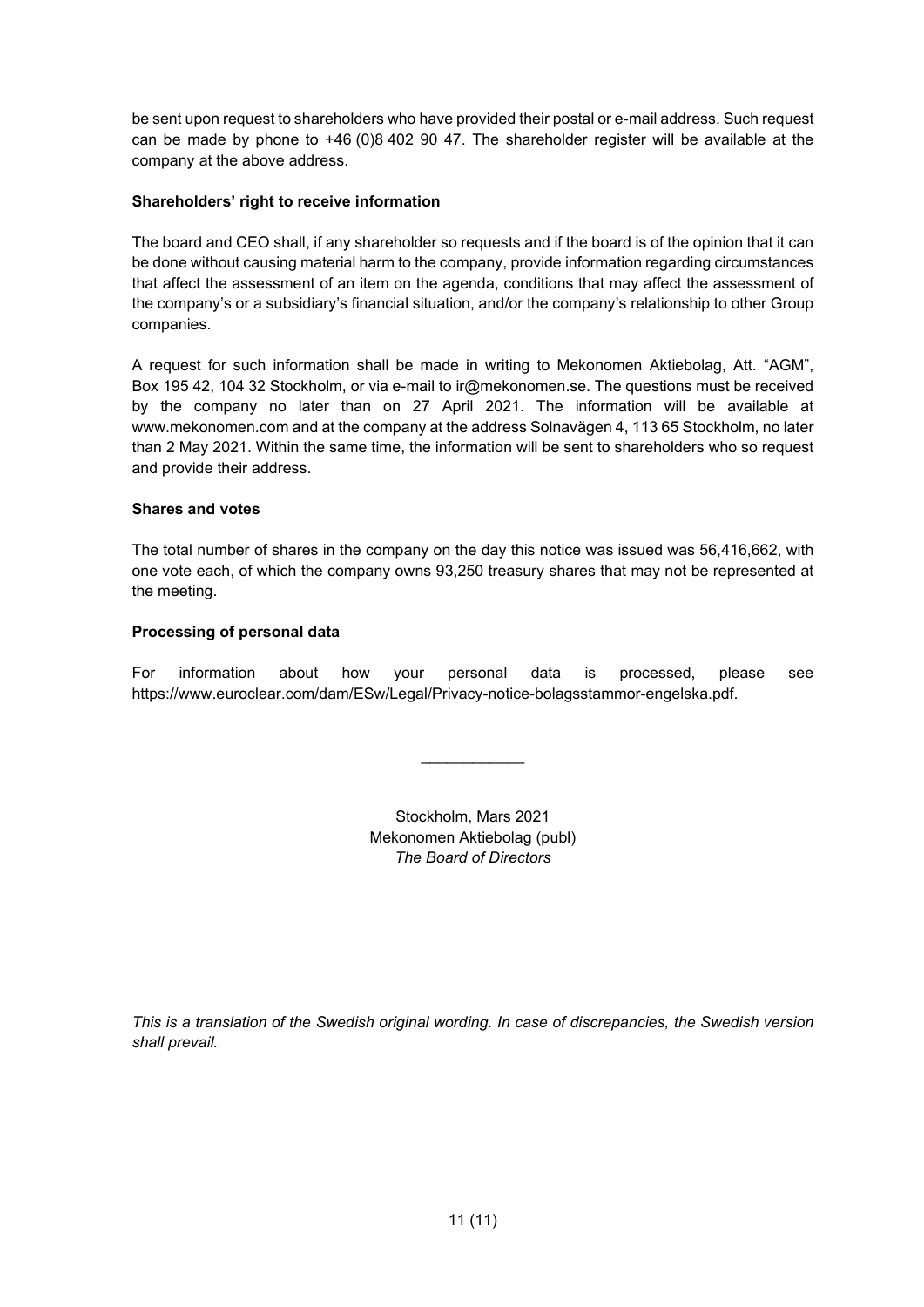be sent upon request to shareholders who have provided their postal or e-mail address. Such request can be made by phone to +46 (0)8 402 90 47. The shareholder register will be available at the company at the above address.

**Shareholders' right to receive information**

The board and CEO shall, if any shareholder so requests and if the board is of the opinion that it can be done without causing material harm to the company, provide information regarding circumstances that affect the assessment of an item on the agenda, conditions that may affect the assessment of the company's or a subsidiary's financial situation, and/or the company's relationship to other Group companies.

A request for such information shall be made in writing to Mekonomen Aktiebolag, Att. "AGM", Box 195 42, 104 32 Stockholm, or via e-mail to ir@mekonomen.se. The questions must be received by the company no later than on 27 April 2021. The information will be available at www.mekonomen.com and at the company at the address Solnavägen 4, 113 65 Stockholm, no later than 2 May 2021. Within the same time, the information will be sent to shareholders who so request and provide their address.

**Shares and votes**

The total number of shares in the company on the day this notice was issued was 56,416,662, with one vote each, of which the company owns 93,250 treasury shares that may not be represented at the meeting.

**Processing of personal data**

For information about how your personal data is processed, please see https://www.euroclear.com/dam/ESw/Legal/Privacy-notice-bolagsstammor-engelska.pdf.

\_\_\_\_\_\_\_\_\_\_\_\_

Stockholm, Mars 2021
Mekonomen Aktiebolag (publ)
*The Board of Directors*

*This is a translation of the Swedish original wording. In case of discrepancies, the Swedish version shall prevail.*